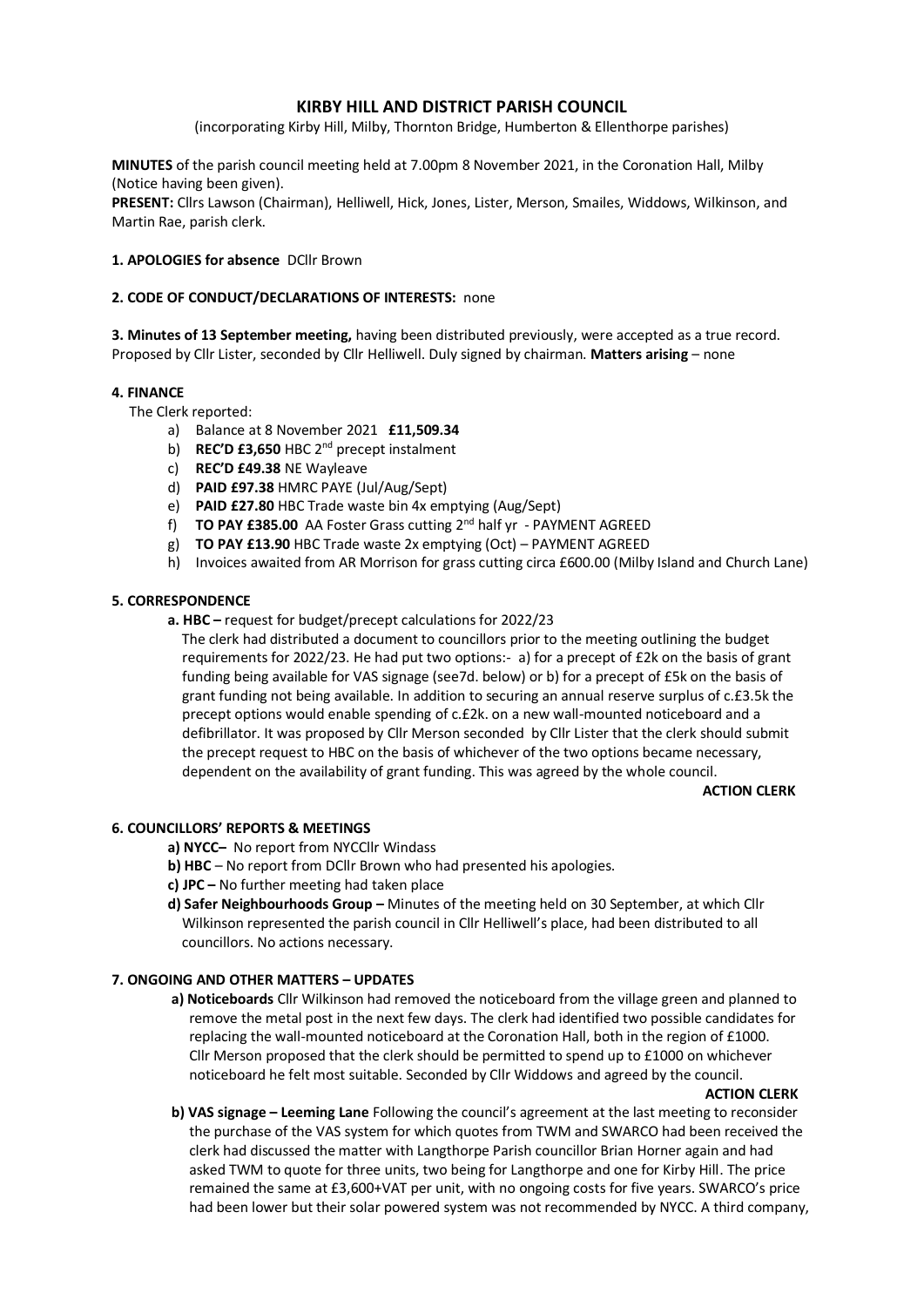# KIRBY HILL AND DISTRICT PARISH COUNCIL

(incorporating Kirby Hill, Milby, Thornton Bridge, Humberton & Ellenthorpe parishes)

**MINUTES** of the parish council meeting held at 7.00pm 8 November 2021, in the Coronation Hall, Milby (Notice having been given).

**PRESENT:** Cllrs Lawson (Chairman), Helliwell, Hick, Jones, Lister, Merson, Smailes, Widdows, Wilkinson, and Martin Rae, parish clerk.

**1. APOLOGIES for absence** DCllr Brown

**2. CODE OF CONDUCT/DECLARATIONS OF INTERESTS:** none

**3. Minutes of 13 September meeting,** having been distributed previously, were accepted as a true record. Proposed by Cllr Lister, seconded by Cllr Helliwell. Duly signed by chairman. **Matters arising** – none

**4. FINANCE**

The Clerk reported:

a) Balance at 8 November 2021 **£11,509.34**
b) **REC'D £3,650** HBC 2nd precept instalment
c) **REC'D £49.38** NE Wayleave
d) **PAID £97.38** HMRC PAYE (Jul/Aug/Sept)
e) **PAID £27.80** HBC Trade waste bin 4x emptying (Aug/Sept)
f) **TO PAY £385.00** AA Foster Grass cutting 2nd half yr - PAYMENT AGREED
g) **TO PAY £13.90** HBC Trade waste 2x emptying (Oct) – PAYMENT AGREED
h) Invoices awaited from AR Morrison for grass cutting circa £600.00 (Milby Island and Church Lane)

**5. CORRESPONDENCE**

**a. HBC –** request for budget/precept calculations for 2022/23

The clerk had distributed a document to councillors prior to the meeting outlining the budget requirements for 2022/23. He had put two options:- a) for a precept of £2k on the basis of grant funding being available for VAS signage (see7d. below) or b) for a precept of £5k on the basis of grant funding not being available. In addition to securing an annual reserve surplus of c.£3.5k the precept options would enable spending of c.£2k. on a new wall-mounted noticeboard and a defibrillator. It was proposed by Cllr Merson seconded by Cllr Lister that the clerk should submit the precept request to HBC on the basis of whichever of the two options became necessary, dependent on the availability of grant funding. This was agreed by the whole council.

**ACTION CLERK**

**6. COUNCILLORS' REPORTS & MEETINGS**

**a) NYCC–** No report from NYCCllr Windass
**b) HBC** – No report from DCllr Brown who had presented his apologies.
**c) JPC –** No further meeting had taken place
**d) Safer Neighbourhoods Group –** Minutes of the meeting held on 30 September, at which Cllr Wilkinson represented the parish council in Cllr Helliwell's place, had been distributed to all councillors. No actions necessary.

**7. ONGOING AND OTHER MATTERS – UPDATES**

**a) Noticeboards** Cllr Wilkinson had removed the noticeboard from the village green and planned to remove the metal post in the next few days. The clerk had identified two possible candidates for replacing the wall-mounted noticeboard at the Coronation Hall, both in the region of £1000. Cllr Merson proposed that the clerk should be permitted to spend up to £1000 on whichever noticeboard he felt most suitable. Seconded by Cllr Widdows and agreed by the council.

**ACTION CLERK**

**b) VAS signage – Leeming Lane** Following the council's agreement at the last meeting to reconsider the purchase of the VAS system for which quotes from TWM and SWARCO had been received the clerk had discussed the matter with Langthorpe Parish councillor Brian Horner again and had asked TWM to quote for three units, two being for Langthorpe and one for Kirby Hill. The price remained the same at £3,600+VAT per unit, with no ongoing costs for five years. SWARCO's price had been lower but their solar powered system was not recommended by NYCC. A third company,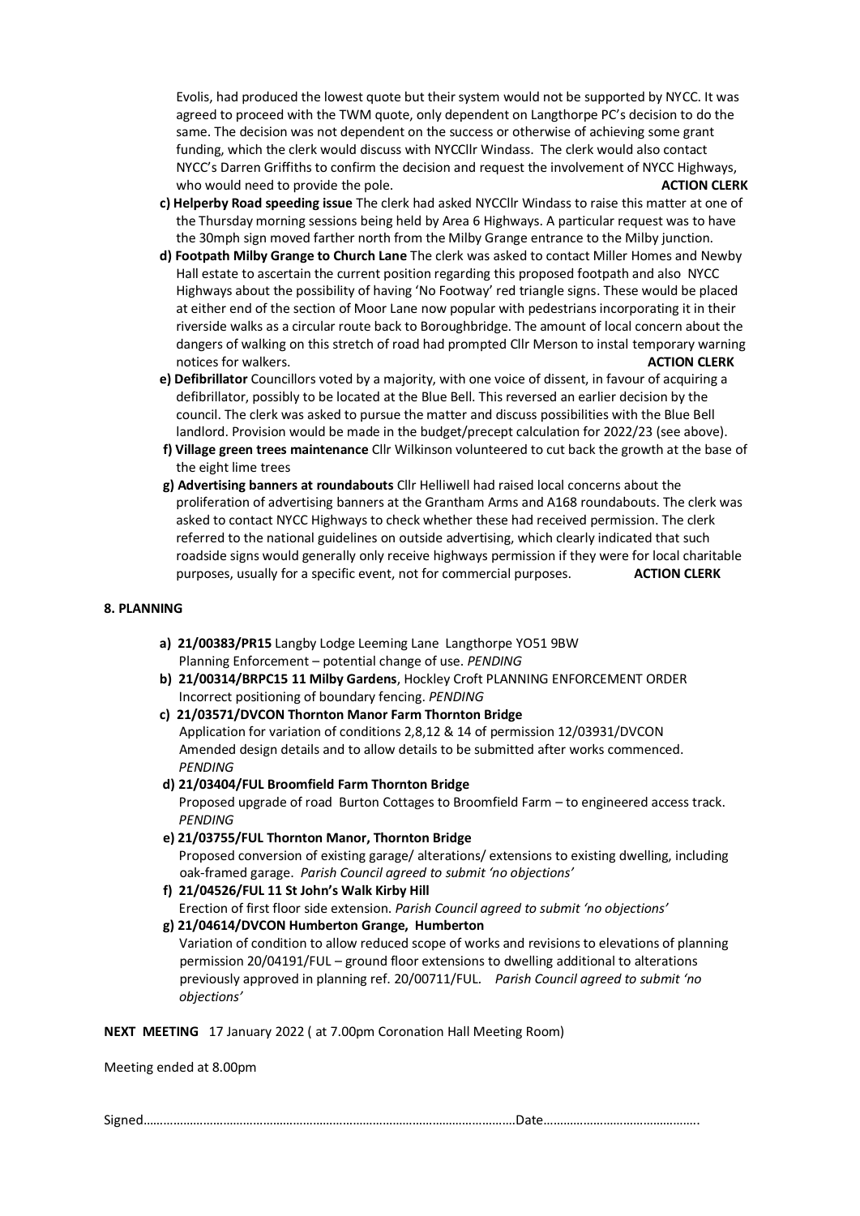Evolis, had produced the lowest quote but their system would not be supported by NYCC. It was agreed to proceed with the TWM quote, only dependent on Langthorpe PC's decision to do the same. The decision was not dependent on the success or otherwise of achieving some grant funding, which the clerk would discuss with NYCCllr Windass. The clerk would also contact NYCC's Darren Griffiths to confirm the decision and request the involvement of NYCC Highways, who would need to provide the pole. **ACTION CLERK**

c) **Helperby Road speeding issue** The clerk had asked NYCCllr Windass to raise this matter at one of the Thursday morning sessions being held by Area 6 Highways. A particular request was to have the 30mph sign moved farther north from the Milby Grange entrance to the Milby junction.

d) **Footpath Milby Grange to Church Lane** The clerk was asked to contact Miller Homes and Newby Hall estate to ascertain the current position regarding this proposed footpath and also NYCC Highways about the possibility of having 'No Footway' red triangle signs. These would be placed at either end of the section of Moor Lane now popular with pedestrians incorporating it in their riverside walks as a circular route back to Boroughbridge. The amount of local concern about the dangers of walking on this stretch of road had prompted Cllr Merson to instal temporary warning notices for walkers. **ACTION CLERK**

e) **Defibrillator** Councillors voted by a majority, with one voice of dissent, in favour of acquiring a defibrillator, possibly to be located at the Blue Bell. This reversed an earlier decision by the council. The clerk was asked to pursue the matter and discuss possibilities with the Blue Bell landlord. Provision would be made in the budget/precept calculation for 2022/23 (see above).

f) **Village green trees maintenance** Cllr Wilkinson volunteered to cut back the growth at the base of the eight lime trees

g) **Advertising banners at roundabouts** Cllr Helliwell had raised local concerns about the proliferation of advertising banners at the Grantham Arms and A168 roundabouts. The clerk was asked to contact NYCC Highways to check whether these had received permission. The clerk referred to the national guidelines on outside advertising, which clearly indicated that such roadside signs would generally only receive highways permission if they were for local charitable purposes, usually for a specific event, not for commercial purposes. **ACTION CLERK**

**8. PLANNING**

a) **21/00383/PR15** Langby Lodge Leeming Lane Langthorpe YO51 9BW
Planning Enforcement – potential change of use. *PENDING*

b) **21/00314/BRPC15 11 Milby Gardens**, Hockley Croft PLANNING ENFORCEMENT ORDER
Incorrect positioning of boundary fencing. *PENDING*

c) **21/03571/DVCON Thornton Manor Farm Thornton Bridge**
Application for variation of conditions 2,8,12 & 14 of permission 12/03931/DVCON
Amended design details and to allow details to be submitted after works commenced.
*PENDING*

d) **21/03404/FUL Broomfield Farm Thornton Bridge**
Proposed upgrade of road Burton Cottages to Broomfield Farm – to engineered access track.
*PENDING*

e) **21/03755/FUL Thornton Manor, Thornton Bridge**
Proposed conversion of existing garage/ alterations/ extensions to existing dwelling, including oak-framed garage. *Parish Council agreed to submit 'no objections'*

f) **21/04526/FUL 11 St John's Walk Kirby Hill**
Erection of first floor side extension. *Parish Council agreed to submit 'no objections'*

g) **21/04614/DVCON Humberton Grange, Humberton**
Variation of condition to allow reduced scope of works and revisions to elevations of planning permission 20/04191/FUL – ground floor extensions to dwelling additional to alterations previously approved in planning ref. 20/00711/FUL. *Parish Council agreed to submit 'no objections'*

**NEXT MEETING** 17 January 2022 ( at 7.00pm Coronation Hall Meeting Room)

Meeting ended at 8.00pm

Signed………………………………………………………………………………………………Date……………………………………….